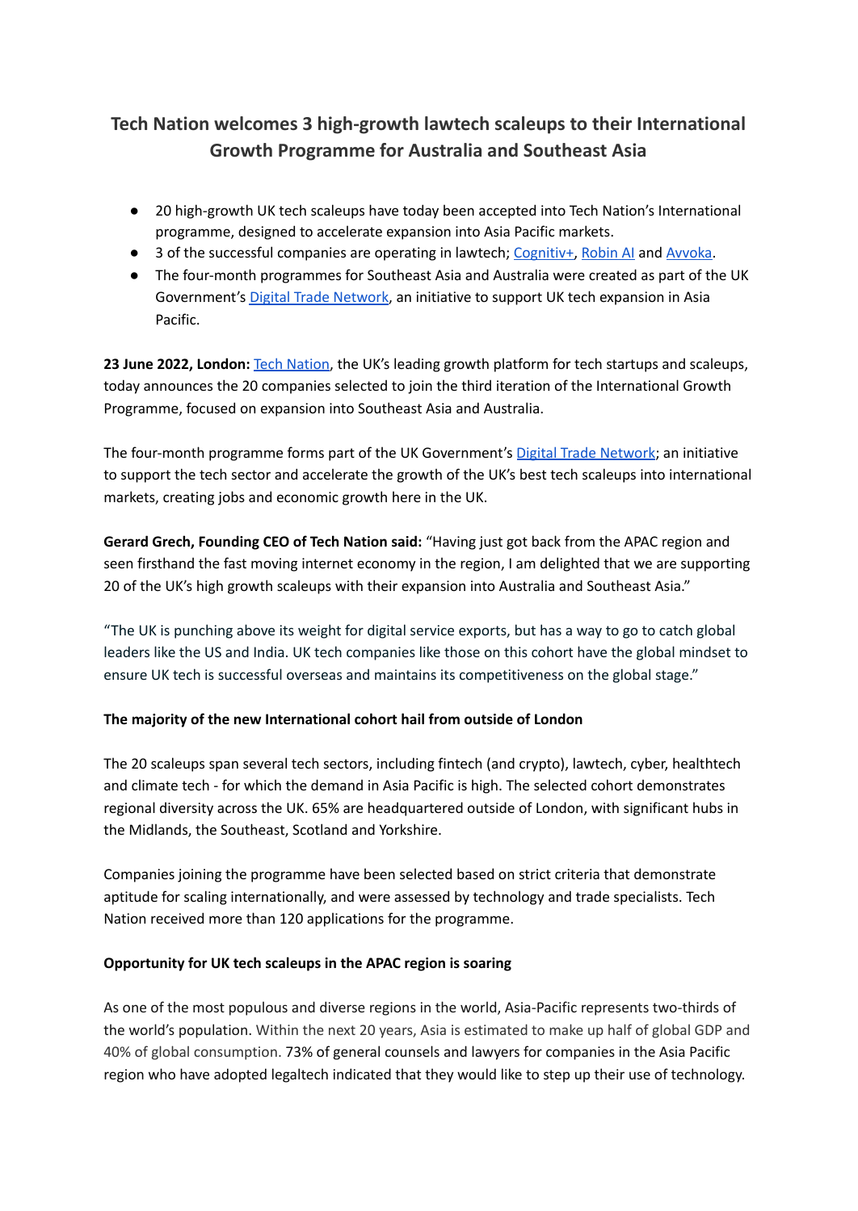# Tech Nation welcomes 3 high-growth lawtech scaleups to their International Growth Programme for Australia and Southeast Asia

- 20 high-growth UK tech scaleups have today been accepted into Tech Nation's International programme, designed to accelerate expansion into Asia Pacific markets.
- 3 of the successful companies are operating in lawtech; Cognitiv+, Robin AI and Avvoka.
- The four-month programmes for Southeast Asia and Australia were created as part of the UK Government's Digital Trade Network, an initiative to support UK tech expansion in Asia Pacific.

**23 June 2022, London:** Tech Nation, the UK's leading growth platform for tech startups and scaleups, today announces the 20 companies selected to join the third iteration of the International Growth Programme, focused on expansion into Southeast Asia and Australia.

The four-month programme forms part of the UK Government's Digital Trade Network; an initiative to support the tech sector and accelerate the growth of the UK's best tech scaleups into international markets, creating jobs and economic growth here in the UK.

**Gerard Grech, Founding CEO of Tech Nation said:** "Having just got back from the APAC region and seen firsthand the fast moving internet economy in the region, I am delighted that we are supporting 20 of the UK's high growth scaleups with their expansion into Australia and Southeast Asia."

"The UK is punching above its weight for digital service exports, but has a way to go to catch global leaders like the US and India. UK tech companies like those on this cohort have the global mindset to ensure UK tech is successful overseas and maintains its competitiveness on the global stage."

### The majority of the new International cohort hail from outside of London

The 20 scaleups span several tech sectors, including fintech (and crypto), lawtech, cyber, healthtech and climate tech - for which the demand in Asia Pacific is high. The selected cohort demonstrates regional diversity across the UK. 65% are headquartered outside of London, with significant hubs in the Midlands, the Southeast, Scotland and Yorkshire.

Companies joining the programme have been selected based on strict criteria that demonstrate aptitude for scaling internationally, and were assessed by technology and trade specialists. Tech Nation received more than 120 applications for the programme.

### Opportunity for UK tech scaleups in the APAC region is soaring

As one of the most populous and diverse regions in the world, Asia-Pacific represents two-thirds of the world's population. Within the next 20 years, Asia is estimated to make up half of global GDP and 40% of global consumption. 73% of general counsels and lawyers for companies in the Asia Pacific region who have adopted legaltech indicated that they would like to step up their use of technology.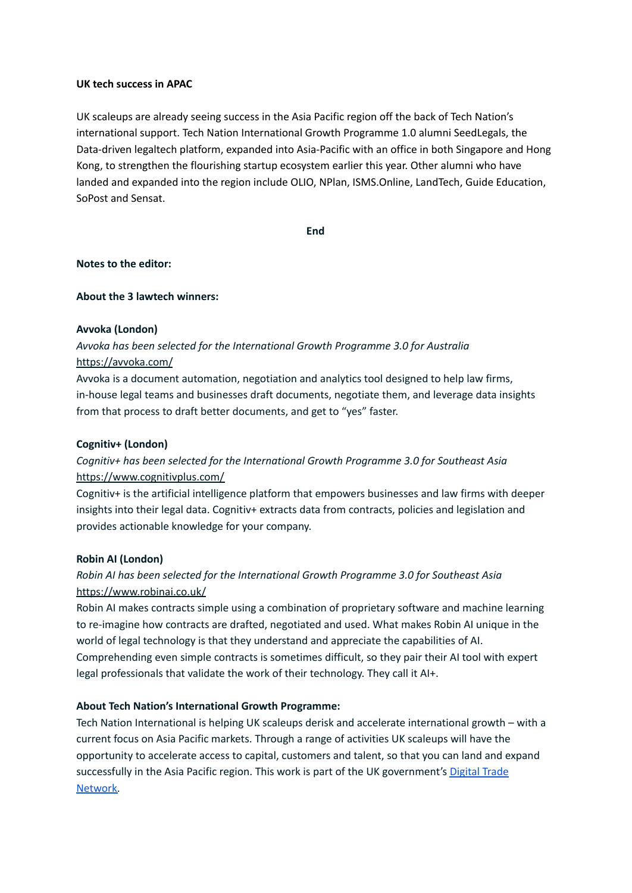**UK tech success in APAC**

UK scaleups are already seeing success in the Asia Pacific region off the back of Tech Nation's international support. Tech Nation International Growth Programme 1.0 alumni SeedLegals, the Data-driven legaltech platform, expanded into Asia-Pacific with an office in both Singapore and Hong Kong, to strengthen the flourishing startup ecosystem earlier this year. Other alumni who have landed and expanded into the region include OLIO, NPlan, ISMS.Online, LandTech, Guide Education, SoPost and Sensat.

**End**

**Notes to the editor:**

**About the 3 lawtech winners:**

**Avvoka (London)**

*Avvoka has been selected for the International Growth Programme 3.0 for Australia*
[https://avvoka.com/](https://avvoka.com/)
Avvoka is a document automation, negotiation and analytics tool designed to help law firms, in-house legal teams and businesses draft documents, negotiate them, and leverage data insights from that process to draft better documents, and get to "yes" faster.

**Cognitiv+ (London)**

*Cognitiv+ has been selected for the International Growth Programme 3.0 for Southeast Asia*
[https://www.cognitivplus.com/](https://www.cognitivplus.com/)
Cognitiv+ is the artificial intelligence platform that empowers businesses and law firms with deeper insights into their legal data. Cognitiv+ extracts data from contracts, policies and legislation and provides actionable knowledge for your company.

**Robin AI (London)**

*Robin AI has been selected for the International Growth Programme 3.0 for Southeast Asia*
[https://www.robinai.co.uk/](https://www.robinai.co.uk/)
Robin AI makes contracts simple using a combination of proprietary software and machine learning to re-imagine how contracts are drafted, negotiated and used. What makes Robin AI unique in the world of legal technology is that they understand and appreciate the capabilities of AI. Comprehending even simple contracts is sometimes difficult, so they pair their AI tool with expert legal professionals that validate the work of their technology. They call it AI+.

**About Tech Nation's International Growth Programme:**

Tech Nation International is helping UK scaleups derisk and accelerate international growth – with a current focus on Asia Pacific markets. Through a range of activities UK scaleups will have the opportunity to accelerate access to capital, customers and talent, so that you can land and expand successfully in the Asia Pacific region. This work is part of the UK government's Digital Trade Network.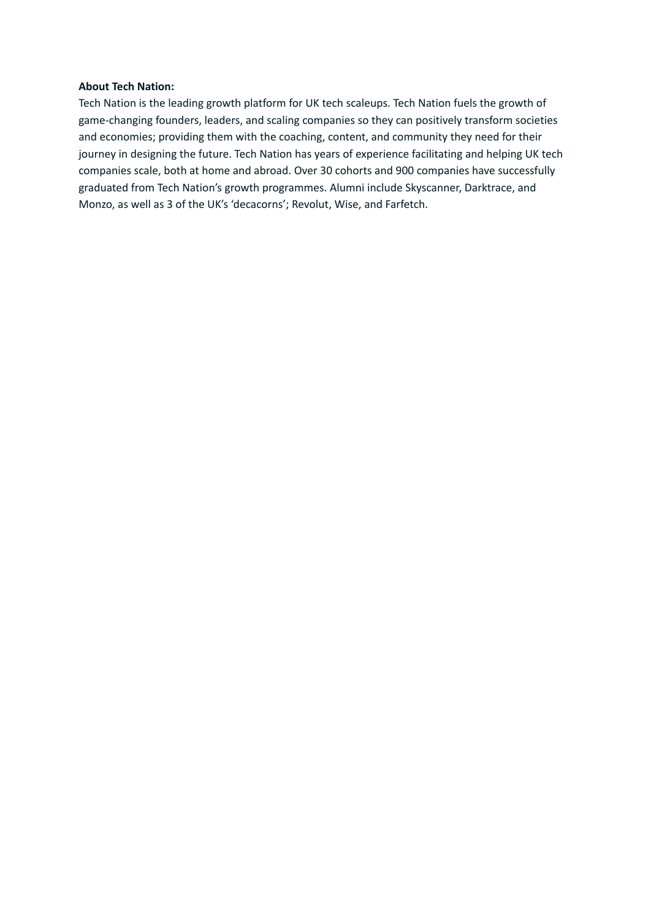**About Tech Nation:**

Tech Nation is the leading growth platform for UK tech scaleups. Tech Nation fuels the growth of game-changing founders, leaders, and scaling companies so they can positively transform societies and economies; providing them with the coaching, content, and community they need for their journey in designing the future. Tech Nation has years of experience facilitating and helping UK tech companies scale, both at home and abroad. Over 30 cohorts and 900 companies have successfully graduated from Tech Nation's growth programmes. Alumni include Skyscanner, Darktrace, and Monzo, as well as 3 of the UK's 'decacorns'; Revolut, Wise, and Farfetch.